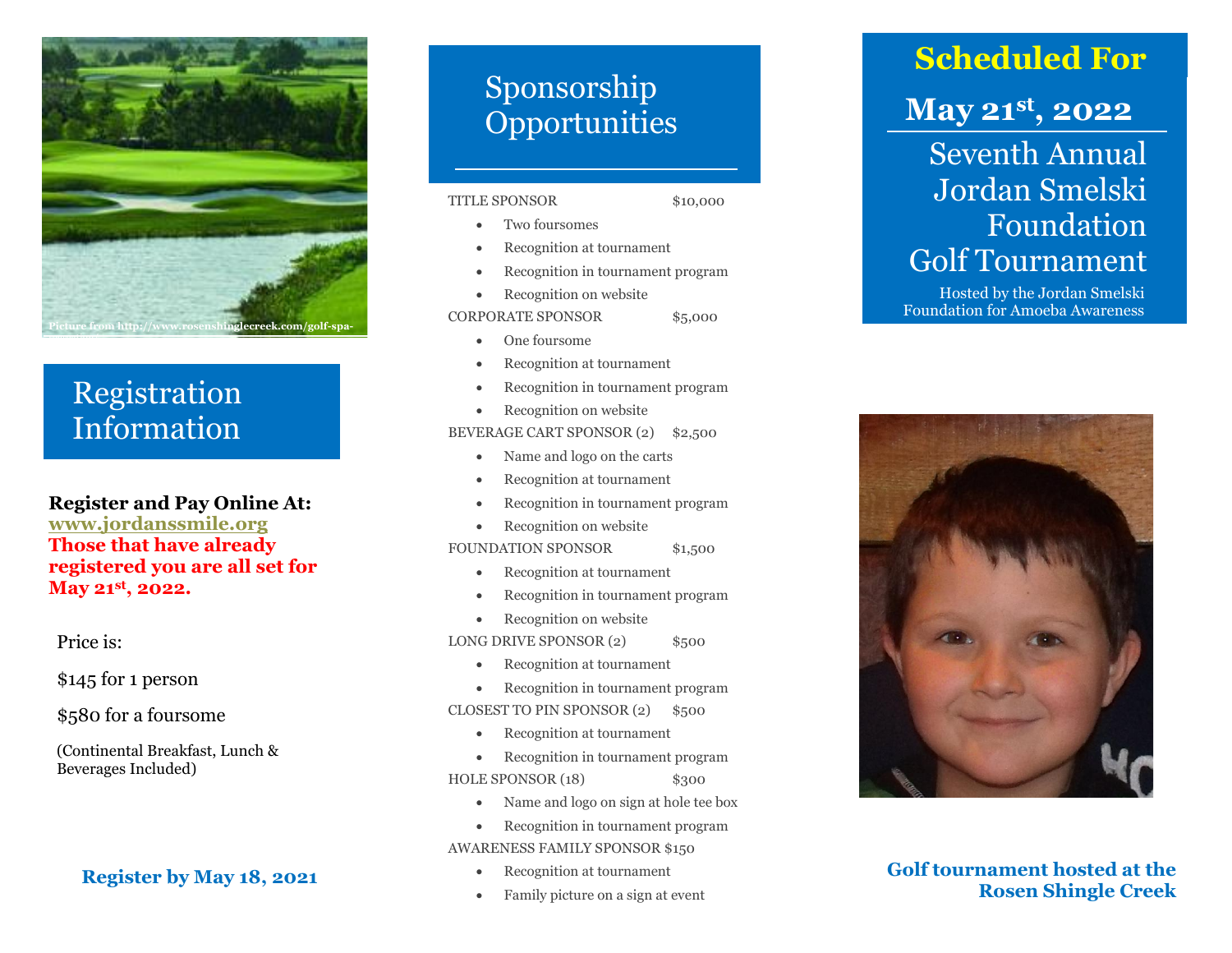Picture from http://www.rosenshinglecreek.com/golf-spa-

## Registration Information

**Register and Pay Online At:**
**www.jordanssmile.org**
**Those that have already registered you are all set for May 21st, 2022.**

Price is:

$145 for 1 person

$580 for a foursome

(Continental Breakfast, Lunch & Beverages Included)

**Register by May 18, 2021**

## Sponsorship Opportunities

TITLE SPONSOR $10,000

- Two foursomes
- Recognition at tournament
- Recognition in tournament program
- Recognition on website

CORPORATE SPONSOR $5,000

- One foursome
- Recognition at tournament
- Recognition in tournament program
- Recognition on website

BEVERAGE CART SPONSOR (2) $2,500

- Name and logo on the carts
- Recognition at tournament
- Recognition in tournament program
- Recognition on website

FOUNDATION SPONSOR $1,500

- Recognition at tournament
- Recognition in tournament program
- Recognition on website

LONG DRIVE SPONSOR (2) $500

- Recognition at tournament
- Recognition in tournament program

CLOSEST TO PIN SPONSOR (2) $500

- Recognition at tournament
- Recognition in tournament program

HOLE SPONSOR (18) $300

- Name and logo on sign at hole tee box
- Recognition in tournament program

AWARENESS FAMILY SPONSOR $150

- Recognition at tournament
- Family picture on a sign at event

## Scheduled For

## May 21st, 2022

# Seventh Annual Jordan Smelski Foundation Golf Tournament

Hosted by the Jordan Smelski Foundation for Amoeba Awareness

**Golf tournament hosted at the Rosen Shingle Creek**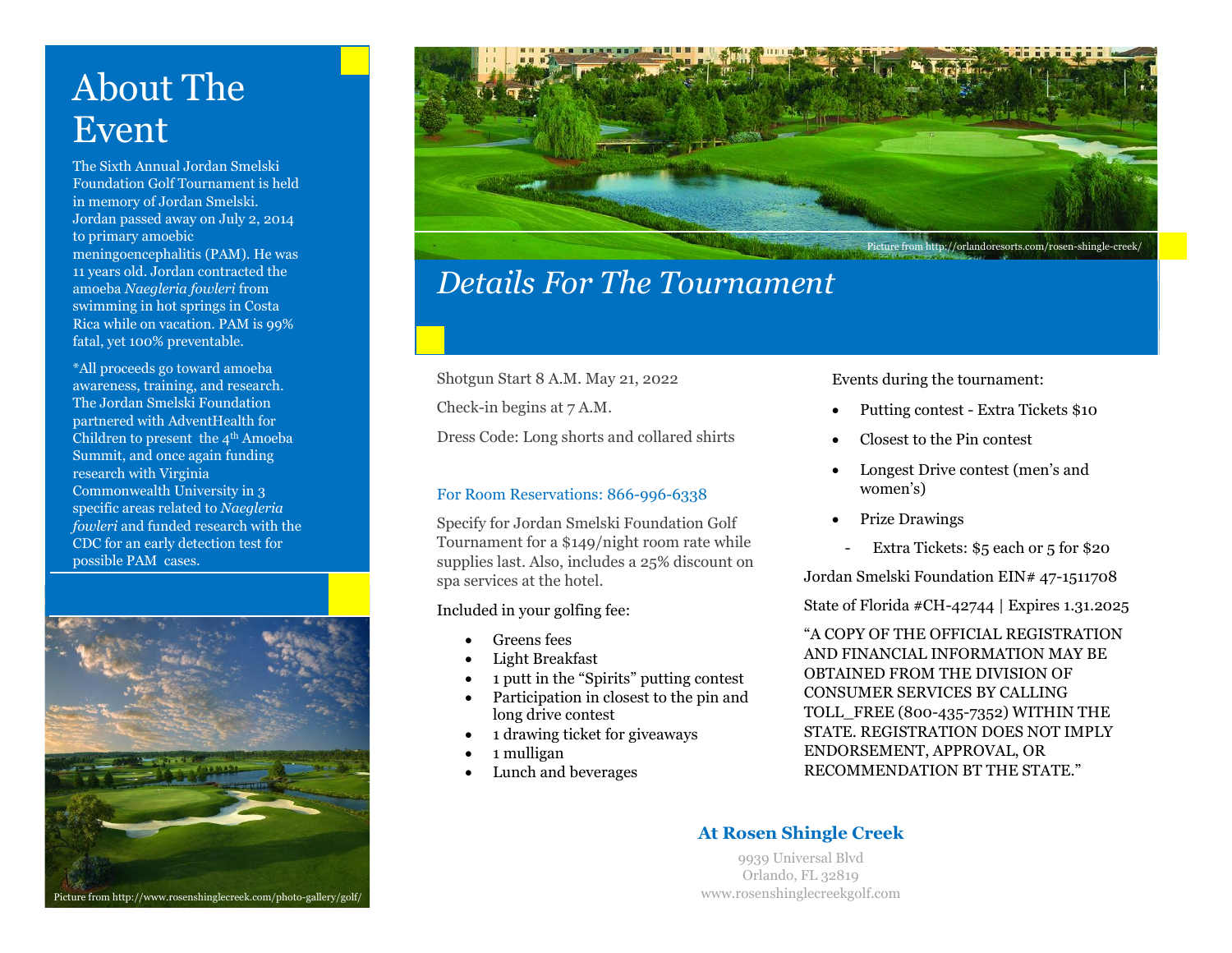# About The Event

The Sixth Annual Jordan Smelski Foundation Golf Tournament is held in memory of Jordan Smelski. Jordan passed away on July 2, 2014 to primary amoebic meningoencephalitis (PAM). He was 11 years old. Jordan contracted the amoeba *Naegleria fowleri* from swimming in hot springs in Costa Rica while on vacation. PAM is 99% fatal, yet 100% preventable.

*All proceeds go toward amoeba awareness, training, and research. The Jordan Smelski Foundation partnered with AdventHealth for Children to present the 4th Amoeba Summit, and once again funding research with Virginia Commonwealth University in 3 specific areas related to *Naegleria fowleri* and funded research with the CDC for an early detection test for possible PAM cases.

Picture from http://www.rosenshinglecreek.com/photo-gallery/golf/

Picture from http://orlandoresorts.com/rosen-shingle-creek/

## *Details For The Tournament*

Shotgun Start 8 A.M. May 21, 2022

Check-in begins at 7 A.M.

Dress Code: Long shorts and collared shirts

For Room Reservations: 866-996-6338

Specify for Jordan Smelski Foundation Golf Tournament for a $149/night room rate while supplies last. Also, includes a 25% discount on spa services at the hotel.

Included in your golfing fee:

- Greens fees
- Light Breakfast
- 1 putt in the "Spirits" putting contest
- Participation in closest to the pin and long drive contest
- 1 drawing ticket for giveaways
- 1 mulligan
- Lunch and beverages

Events during the tournament:

- Putting contest - Extra Tickets $10
- Closest to the Pin contest
- Longest Drive contest (men's and women's)
- Prize Drawings
  - Extra Tickets: $5 each or 5 for $20

Jordan Smelski Foundation EIN# 47-1511708

State of Florida #CH-42744 | Expires 1.31.2025

"A COPY OF THE OFFICIAL REGISTRATION AND FINANCIAL INFORMATION MAY BE OBTAINED FROM THE DIVISION OF CONSUMER SERVICES BY CALLING TOLL_FREE (800-435-7352) WITHIN THE STATE. REGISTRATION DOES NOT IMPLY ENDORSEMENT, APPROVAL, OR RECOMMENDATION BT THE STATE."

**At Rosen Shingle Creek**

9939 Universal Blvd
Orlando, FL 32819
www.rosenshinglecreekgolf.com